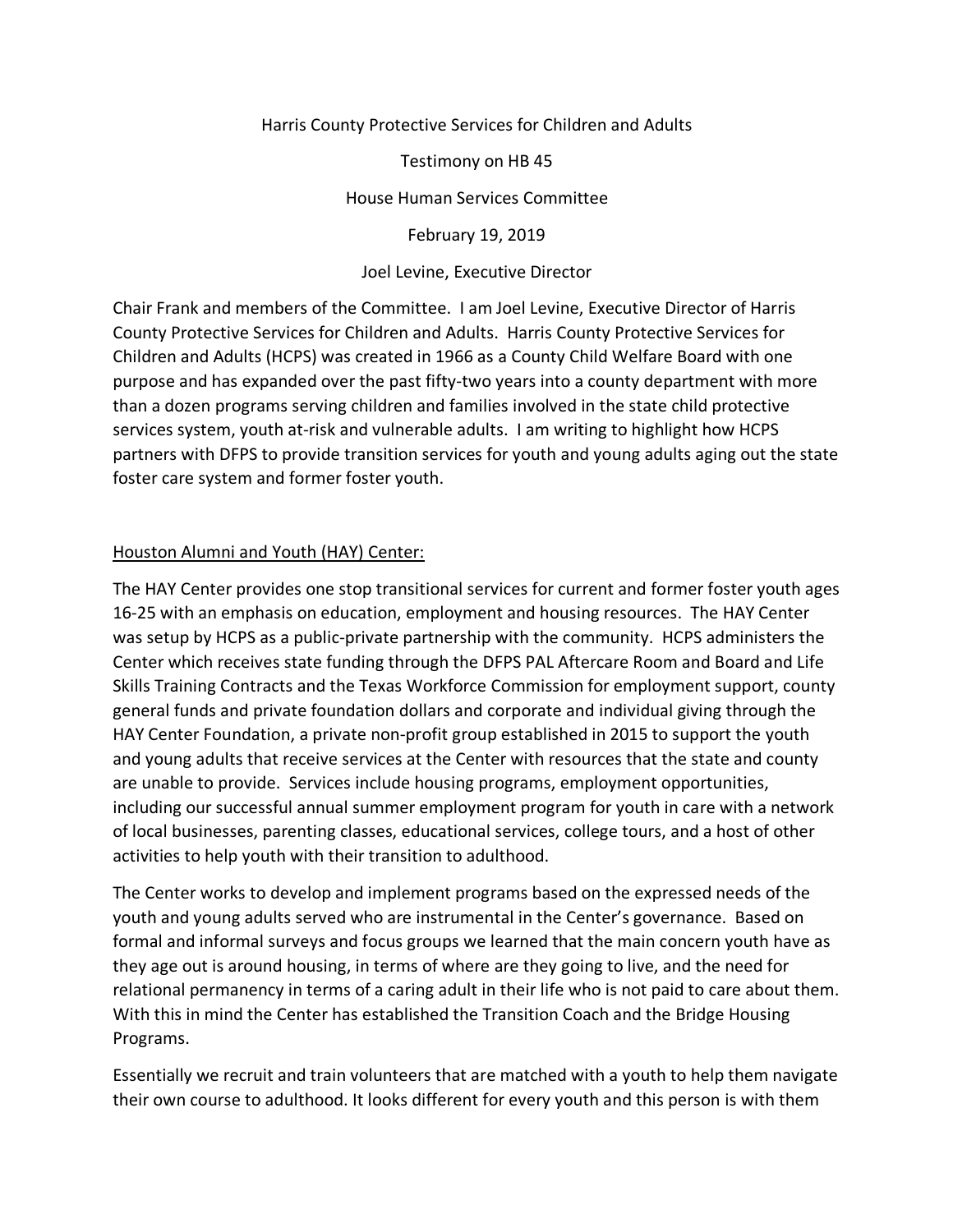Harris County Protective Services for Children and Adults

Testimony on HB 45

House Human Services Committee

February 19, 2019

Joel Levine, Executive Director

Chair Frank and members of the Committee. I am Joel Levine, Executive Director of Harris County Protective Services for Children and Adults. Harris County Protective Services for Children and Adults (HCPS) was created in 1966 as a County Child Welfare Board with one purpose and has expanded over the past fifty-two years into a county department with more than a dozen programs serving children and families involved in the state child protective services system, youth at-risk and vulnerable adults. I am writing to highlight how HCPS partners with DFPS to provide transition services for youth and young adults aging out the state foster care system and former foster youth.

<u>Houston Alumni and Youth (HAY) Center:</u>

The HAY Center provides one stop transitional services for current and former foster youth ages 16-25 with an emphasis on education, employment and housing resources. The HAY Center was setup by HCPS as a public-private partnership with the community. HCPS administers the Center which receives state funding through the DFPS PAL Aftercare Room and Board and Life Skills Training Contracts and the Texas Workforce Commission for employment support, county general funds and private foundation dollars and corporate and individual giving through the HAY Center Foundation, a private non-profit group established in 2015 to support the youth and young adults that receive services at the Center with resources that the state and county are unable to provide. Services include housing programs, employment opportunities, including our successful annual summer employment program for youth in care with a network of local businesses, parenting classes, educational services, college tours, and a host of other activities to help youth with their transition to adulthood.

The Center works to develop and implement programs based on the expressed needs of the youth and young adults served who are instrumental in the Center's governance. Based on formal and informal surveys and focus groups we learned that the main concern youth have as they age out is around housing, in terms of where are they going to live, and the need for relational permanency in terms of a caring adult in their life who is not paid to care about them. With this in mind the Center has established the Transition Coach and the Bridge Housing Programs.

Essentially we recruit and train volunteers that are matched with a youth to help them navigate their own course to adulthood. It looks different for every youth and this person is with them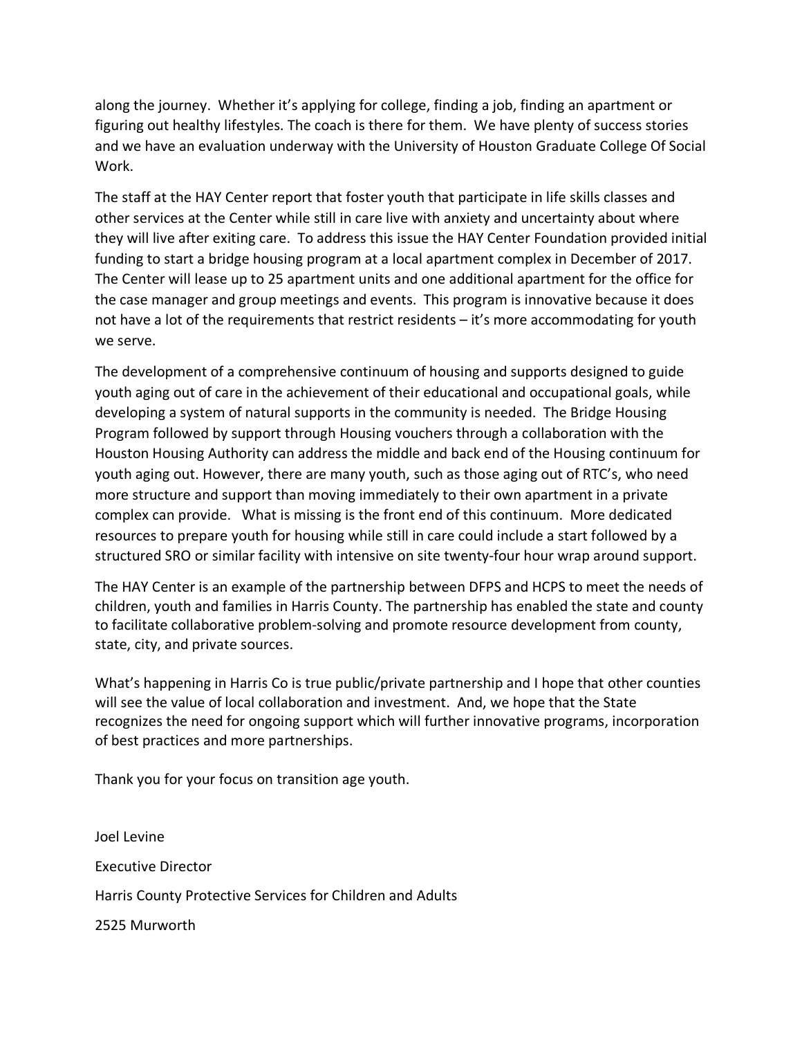along the journey. Whether it's applying for college, finding a job, finding an apartment or figuring out healthy lifestyles. The coach is there for them. We have plenty of success stories and we have an evaluation underway with the University of Houston Graduate College Of Social Work.

The staff at the HAY Center report that foster youth that participate in life skills classes and other services at the Center while still in care live with anxiety and uncertainty about where they will live after exiting care. To address this issue the HAY Center Foundation provided initial funding to start a bridge housing program at a local apartment complex in December of 2017. The Center will lease up to 25 apartment units and one additional apartment for the office for the case manager and group meetings and events. This program is innovative because it does not have a lot of the requirements that restrict residents – it's more accommodating for youth we serve.

The development of a comprehensive continuum of housing and supports designed to guide youth aging out of care in the achievement of their educational and occupational goals, while developing a system of natural supports in the community is needed. The Bridge Housing Program followed by support through Housing vouchers through a collaboration with the Houston Housing Authority can address the middle and back end of the Housing continuum for youth aging out. However, there are many youth, such as those aging out of RTC's, who need more structure and support than moving immediately to their own apartment in a private complex can provide. What is missing is the front end of this continuum. More dedicated resources to prepare youth for housing while still in care could include a start followed by a structured SRO or similar facility with intensive on site twenty-four hour wrap around support.

The HAY Center is an example of the partnership between DFPS and HCPS to meet the needs of children, youth and families in Harris County. The partnership has enabled the state and county to facilitate collaborative problem-solving and promote resource development from county, state, city, and private sources.

What's happening in Harris Co is true public/private partnership and I hope that other counties will see the value of local collaboration and investment. And, we hope that the State recognizes the need for ongoing support which will further innovative programs, incorporation of best practices and more partnerships.

Thank you for your focus on transition age youth.

Joel Levine

Executive Director

Harris County Protective Services for Children and Adults

2525 Murworth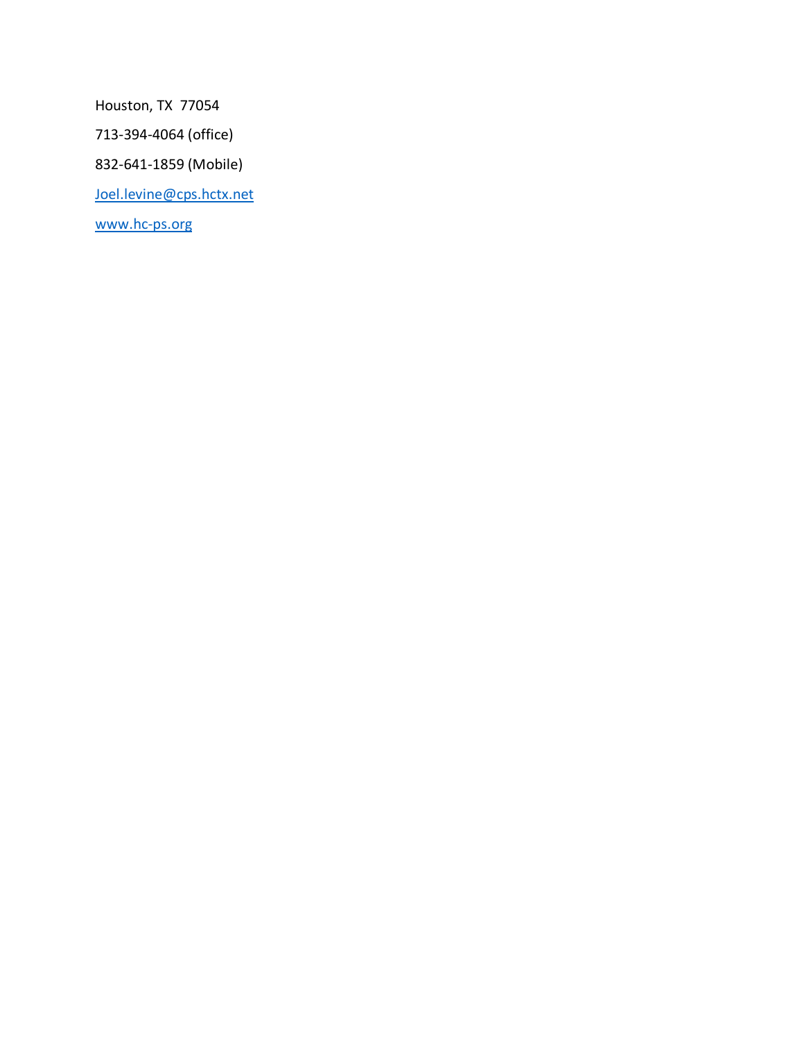Houston, TX 77054

713-394-4064 (office)

832-641-1859 (Mobile)

[Joel.levine@cps.hctx.net](mailto:Joel.levine@cps.hctx.net)

[www.hc-ps.org](http://www.hc-ps.org)